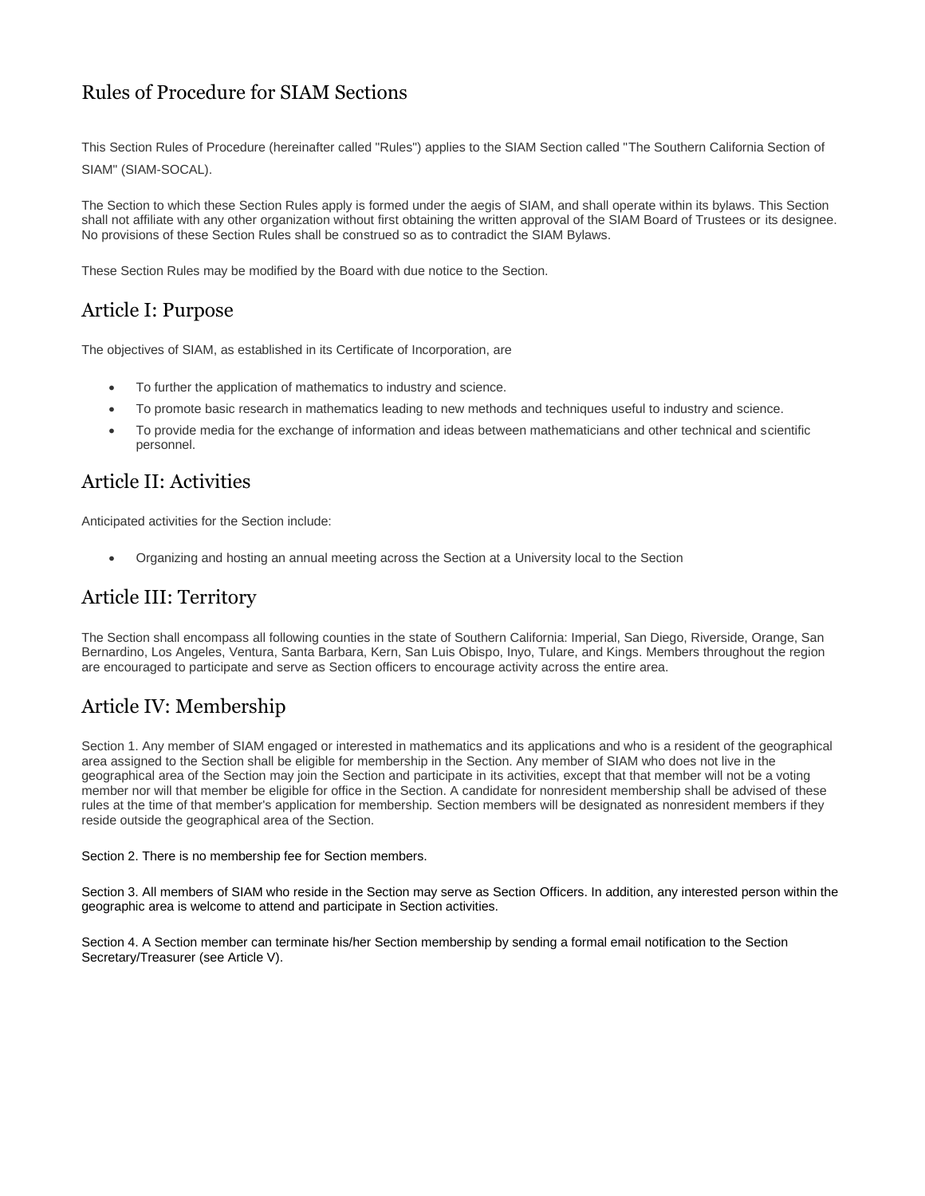# Rules of Procedure for SIAM Sections

This Section Rules of Procedure (hereinafter called "Rules") applies to the SIAM Section called "The Southern California Section of SIAM" (SIAM-SOCAL).

The Section to which these Section Rules apply is formed under the aegis of SIAM, and shall operate within its bylaws. This Section shall not affiliate with any other organization without first obtaining the written approval of the SIAM Board of Trustees or its designee. No provisions of these Section Rules shall be construed so as to contradict the SIAM Bylaws.

These Section Rules may be modified by the Board with due notice to the Section.

## Article I: Purpose

The objectives of SIAM, as established in its Certificate of Incorporation, are

- To further the application of mathematics to industry and science.
- To promote basic research in mathematics leading to new methods and techniques useful to industry and science.
- To provide media for the exchange of information and ideas between mathematicians and other technical and scientific personnel.

## Article II: Activities

Anticipated activities for the Section include:

- Organizing and hosting an annual meeting across the Section at a University local to the Section

## Article III: Territory

The Section shall encompass all following counties in the state of Southern California: Imperial, San Diego, Riverside, Orange, San Bernardino, Los Angeles, Ventura, Santa Barbara, Kern, San Luis Obispo, Inyo, Tulare, and Kings. Members throughout the region are encouraged to participate and serve as Section officers to encourage activity across the entire area.

## Article IV: Membership

Section 1. Any member of SIAM engaged or interested in mathematics and its applications and who is a resident of the geographical area assigned to the Section shall be eligible for membership in the Section. Any member of SIAM who does not live in the geographical area of the Section may join the Section and participate in its activities, except that that member will not be a voting member nor will that member be eligible for office in the Section. A candidate for nonresident membership shall be advised of these rules at the time of that member's application for membership. Section members will be designated as nonresident members if they reside outside the geographical area of the Section.

Section 2. There is no membership fee for Section members.

Section 3. All members of SIAM who reside in the Section may serve as Section Officers. In addition, any interested person within the geographic area is welcome to attend and participate in Section activities.

Section 4. A Section member can terminate his/her Section membership by sending a formal email notification to the Section Secretary/Treasurer (see Article V).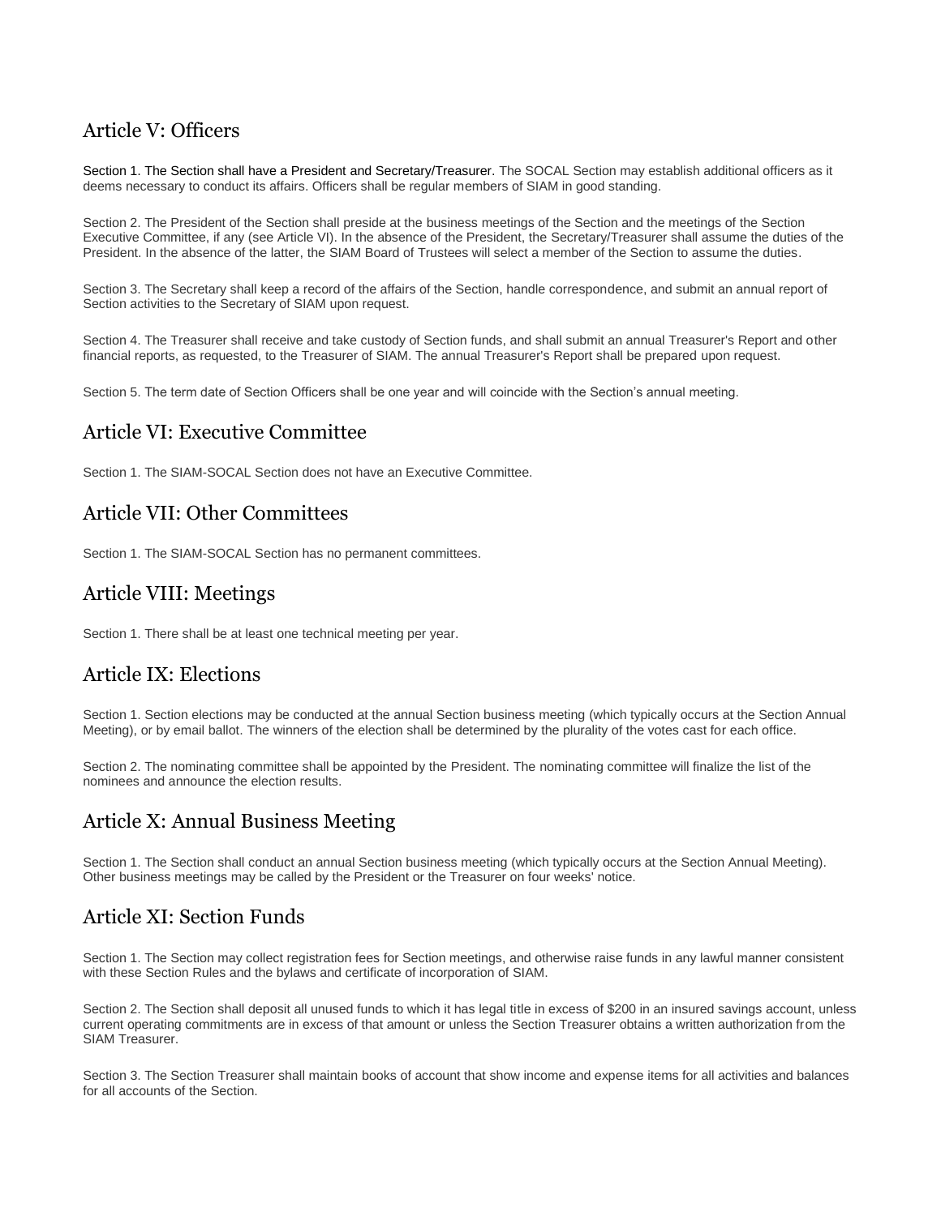## Article V: Officers

Section 1. The Section shall have a President and Secretary/Treasurer. The SOCAL Section may establish additional officers as it deems necessary to conduct its affairs. Officers shall be regular members of SIAM in good standing.

Section 2. The President of the Section shall preside at the business meetings of the Section and the meetings of the Section Executive Committee, if any (see Article VI). In the absence of the President, the Secretary/Treasurer shall assume the duties of the President. In the absence of the latter, the SIAM Board of Trustees will select a member of the Section to assume the duties.

Section 3. The Secretary shall keep a record of the affairs of the Section, handle correspondence, and submit an annual report of Section activities to the Secretary of SIAM upon request.

Section 4. The Treasurer shall receive and take custody of Section funds, and shall submit an annual Treasurer's Report and other financial reports, as requested, to the Treasurer of SIAM. The annual Treasurer's Report shall be prepared upon request.

Section 5. The term date of Section Officers shall be one year and will coincide with the Section's annual meeting.

## Article VI: Executive Committee

Section 1. The SIAM-SOCAL Section does not have an Executive Committee.

## Article VII: Other Committees

Section 1. The SIAM-SOCAL Section has no permanent committees.

## Article VIII: Meetings

Section 1. There shall be at least one technical meeting per year.

## Article IX: Elections

Section 1. Section elections may be conducted at the annual Section business meeting (which typically occurs at the Section Annual Meeting), or by email ballot. The winners of the election shall be determined by the plurality of the votes cast for each office.

Section 2. The nominating committee shall be appointed by the President. The nominating committee will finalize the list of the nominees and announce the election results.

## Article X: Annual Business Meeting

Section 1. The Section shall conduct an annual Section business meeting (which typically occurs at the Section Annual Meeting). Other business meetings may be called by the President or the Treasurer on four weeks' notice.

## Article XI: Section Funds

Section 1. The Section may collect registration fees for Section meetings, and otherwise raise funds in any lawful manner consistent with these Section Rules and the bylaws and certificate of incorporation of SIAM.

Section 2. The Section shall deposit all unused funds to which it has legal title in excess of $200 in an insured savings account, unless current operating commitments are in excess of that amount or unless the Section Treasurer obtains a written authorization from the SIAM Treasurer.

Section 3. The Section Treasurer shall maintain books of account that show income and expense items for all activities and balances for all accounts of the Section.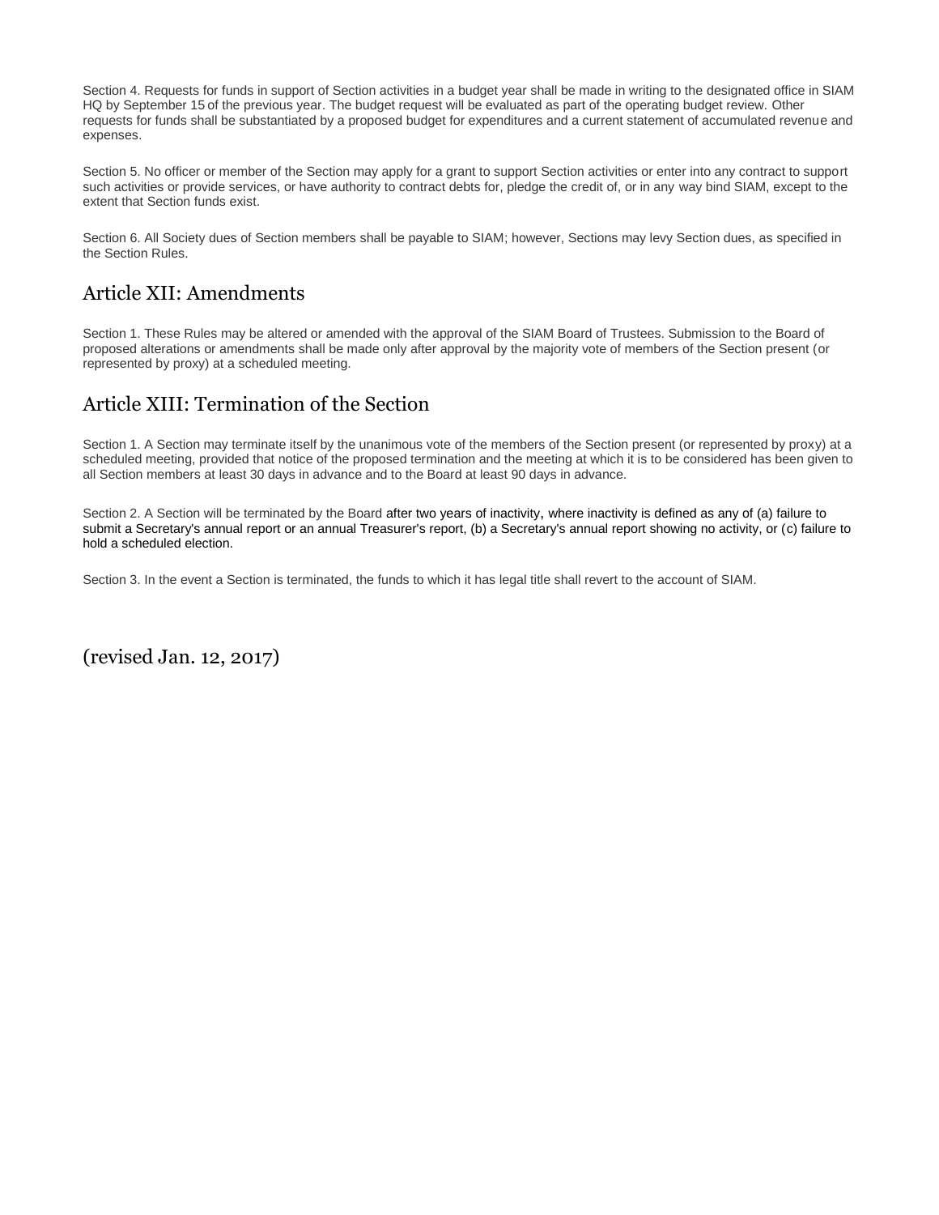Section 4. Requests for funds in support of Section activities in a budget year shall be made in writing to the designated office in SIAM HQ by September 15 of the previous year. The budget request will be evaluated as part of the operating budget review. Other requests for funds shall be substantiated by a proposed budget for expenditures and a current statement of accumulated revenue and expenses.

Section 5. No officer or member of the Section may apply for a grant to support Section activities or enter into any contract to support such activities or provide services, or have authority to contract debts for, pledge the credit of, or in any way bind SIAM, except to the extent that Section funds exist.

Section 6. All Society dues of Section members shall be payable to SIAM; however, Sections may levy Section dues, as specified in the Section Rules.

## Article XII: Amendments

Section 1. These Rules may be altered or amended with the approval of the SIAM Board of Trustees. Submission to the Board of proposed alterations or amendments shall be made only after approval by the majority vote of members of the Section present (or represented by proxy) at a scheduled meeting.

## Article XIII: Termination of the Section

Section 1. A Section may terminate itself by the unanimous vote of the members of the Section present (or represented by proxy) at a scheduled meeting, provided that notice of the proposed termination and the meeting at which it is to be considered has been given to all Section members at least 30 days in advance and to the Board at least 90 days in advance.

Section 2. A Section will be terminated by the Board after two years of inactivity, where inactivity is defined as any of (a) failure to submit a Secretary's annual report or an annual Treasurer's report, (b) a Secretary's annual report showing no activity, or (c) failure to hold a scheduled election.

Section 3. In the event a Section is terminated, the funds to which it has legal title shall revert to the account of SIAM.

(revised Jan. 12, 2017)